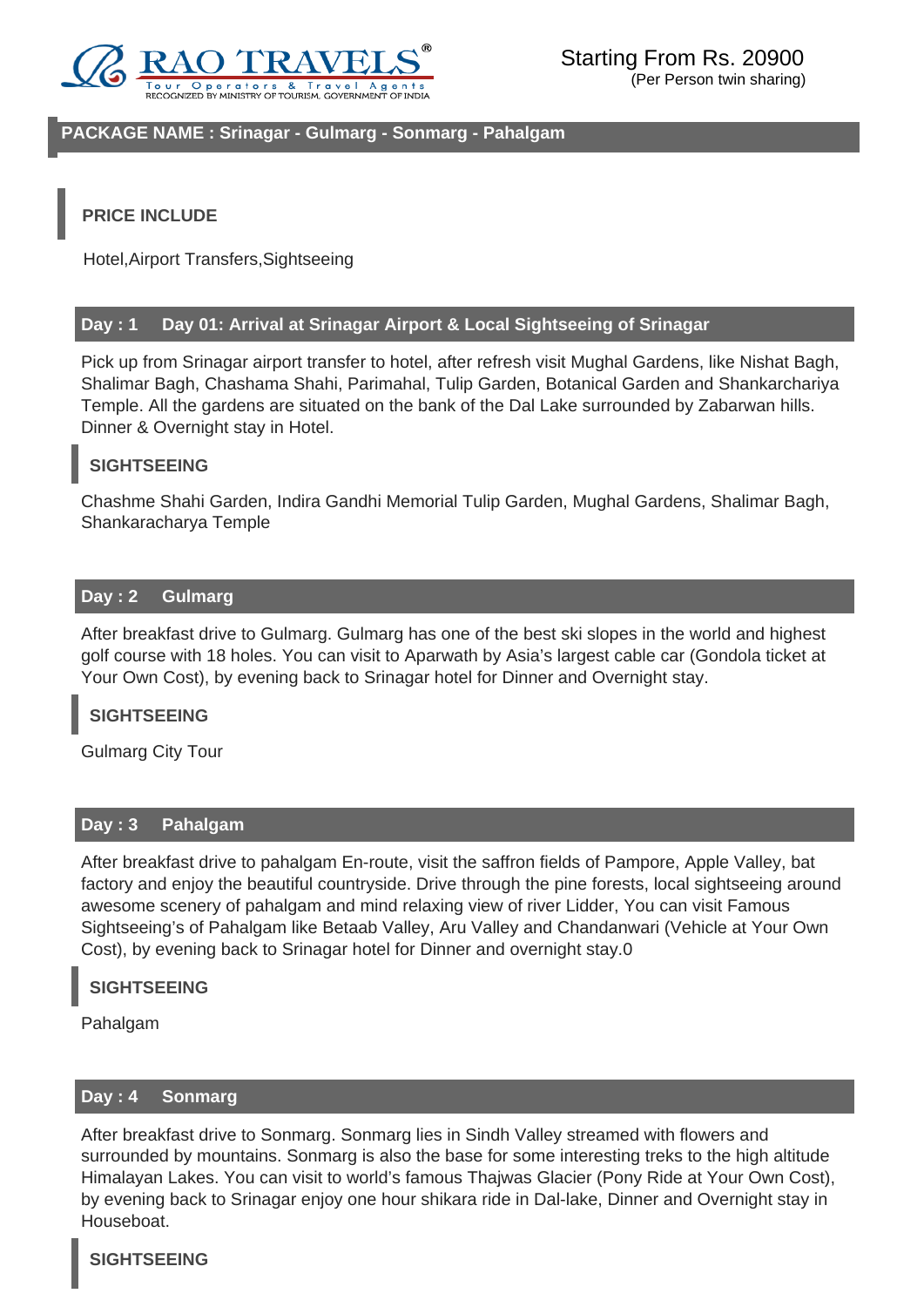RAO TRAVELS®
Tour Operators & Travel Agents
RECOGNIZED BY MINISTRY OF TOURISM, GOVERNMENT OF INDIA

Starting From Rs. 20900
(Per Person twin sharing)

## PACKAGE NAME : Srinagar - Gulmarg - Sonmarg - Pahalgam

### PRICE INCLUDE

Hotel,Airport Transfers,Sightseeing

## Day : 1 Day 01: Arrival at Srinagar Airport & Local Sightseeing of Srinagar

Pick up from Srinagar airport transfer to hotel, after refresh visit Mughal Gardens, like Nishat Bagh, Shalimar Bagh, Chashama Shahi, Parimahal, Tulip Garden, Botanical Garden and Shankarchariya Temple. All the gardens are situated on the bank of the Dal Lake surrounded by Zabarwan hills. Dinner & Overnight stay in Hotel.

### SIGHTSEEING

Chashme Shahi Garden, Indira Gandhi Memorial Tulip Garden, Mughal Gardens, Shalimar Bagh, Shankaracharya Temple

## Day : 2 Gulmarg

After breakfast drive to Gulmarg. Gulmarg has one of the best ski slopes in the world and highest golf course with 18 holes. You can visit to Aparwath by Asia's largest cable car (Gondola ticket at Your Own Cost), by evening back to Srinagar hotel for Dinner and Overnight stay.

### SIGHTSEEING

Gulmarg City Tour

## Day : 3 Pahalgam

After breakfast drive to pahalgam En-route, visit the saffron fields of Pampore, Apple Valley, bat factory and enjoy the beautiful countryside. Drive through the pine forests, local sightseeing around awesome scenery of pahalgam and mind relaxing view of river Lidder, You can visit Famous Sightseeing's of Pahalgam like Betaab Valley, Aru Valley and Chandanwari (Vehicle at Your Own Cost), by evening back to Srinagar hotel for Dinner and overnight stay.0

### SIGHTSEEING

Pahalgam

## Day : 4 Sonmarg

After breakfast drive to Sonmarg. Sonmarg lies in Sindh Valley streamed with flowers and surrounded by mountains. Sonmarg is also the base for some interesting treks to the high altitude Himalayan Lakes. You can visit to world's famous Thajwas Glacier (Pony Ride at Your Own Cost), by evening back to Srinagar enjoy one hour shikara ride in Dal-lake, Dinner and Overnight stay in Houseboat.

### SIGHTSEEING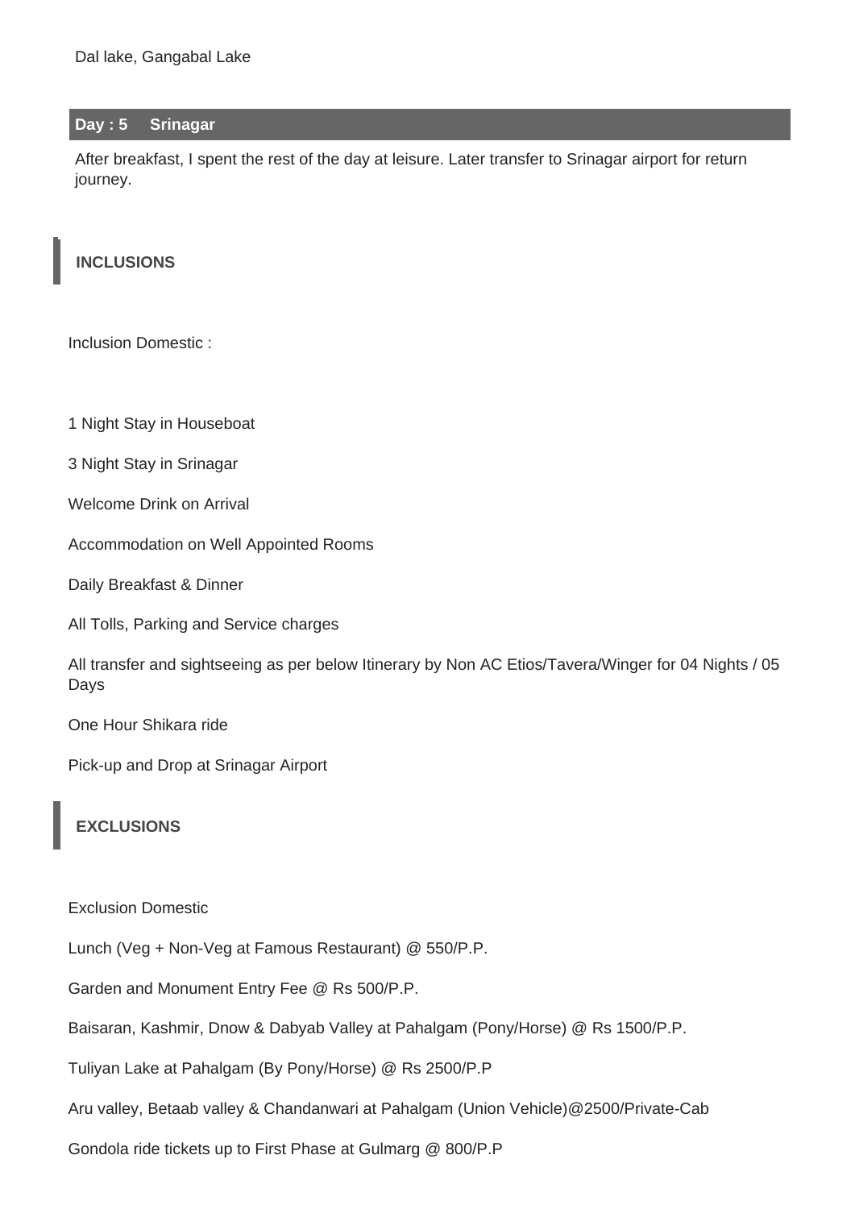Dal lake, Gangabal Lake

## Day : 5 Srinagar

After breakfast, I spent the rest of the day at leisure. Later transfer to Srinagar airport for return journey.

## INCLUSIONS

Inclusion Domestic :

1 Night Stay in Houseboat

3 Night Stay in Srinagar

Welcome Drink on Arrival

Accommodation on Well Appointed Rooms

Daily Breakfast & Dinner

All Tolls, Parking and Service charges

All transfer and sightseeing as per below Itinerary by Non AC Etios/Tavera/Winger for 04 Nights / 05 Days

One Hour Shikara ride

Pick-up and Drop at Srinagar Airport

## EXCLUSIONS

Exclusion Domestic

Lunch (Veg + Non-Veg at Famous Restaurant) @ 550/P.P.

Garden and Monument Entry Fee @ Rs 500/P.P.

Baisaran, Kashmir, Dnow & Dabyab Valley at Pahalgam (Pony/Horse) @ Rs 1500/P.P.

Tuliyan Lake at Pahalgam (By Pony/Horse) @ Rs 2500/P.P

Aru valley, Betaab valley & Chandanwari at Pahalgam (Union Vehicle)@2500/Private-Cab

Gondola ride tickets up to First Phase at Gulmarg @ 800/P.P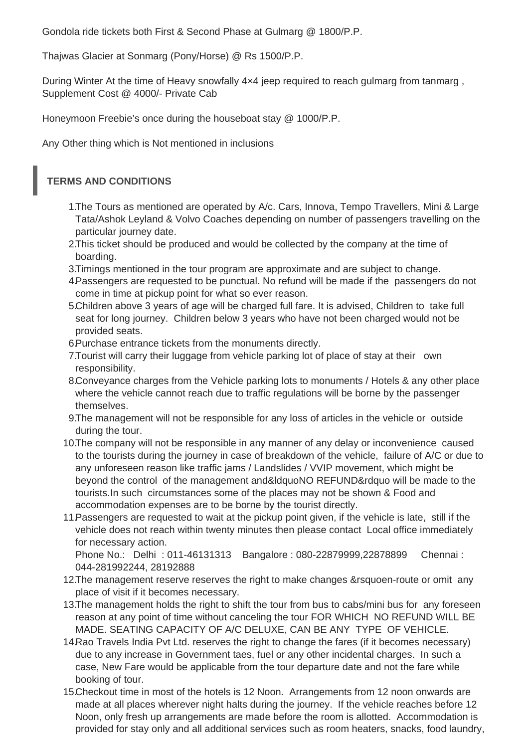Gondola ride tickets both First & Second Phase at Gulmarg @ 1800/P.P.

Thajwas Glacier at Sonmarg (Pony/Horse) @ Rs 1500/P.P.

During Winter At the time of Heavy snowfally 4×4 jeep required to reach gulmarg from tanmarg , Supplement Cost @ 4000/- Private Cab

Honeymoon Freebie's once during the houseboat stay @ 1000/P.P.

Any Other thing which is Not mentioned in inclusions

## TERMS AND CONDITIONS

1. The Tours as mentioned are operated by A/c. Cars, Innova, Tempo Travellers, Mini & Large Tata/Ashok Leyland & Volvo Coaches depending on number of passengers travelling on the particular journey date.
2. This ticket should be produced and would be collected by the company at the time of boarding.
3. Timings mentioned in the tour program are approximate and are subject to change.
4. Passengers are requested to be punctual. No refund will be made if the passengers do not come in time at pickup point for what so ever reason.
5. Children above 3 years of age will be charged full fare. It is advised, Children to take full seat for long journey. Children below 3 years who have not been charged would not be provided seats.
6. Purchase entrance tickets from the monuments directly.
7. Tourist will carry their luggage from vehicle parking lot of place of stay at their own responsibility.
8. Conveyance charges from the Vehicle parking lots to monuments / Hotels & any other place where the vehicle cannot reach due to traffic regulations will be borne by the passenger themselves.
9. The management will not be responsible for any loss of articles in the vehicle or outside during the tour.
10. The company will not be responsible in any manner of any delay or inconvenience caused to the tourists during the journey in case of breakdown of the vehicle, failure of A/C or due to any unforeseen reason like traffic jams / Landslides / VVIP movement, which might be beyond the control of the management and&ldquoNO REFUND&rdquo will be made to the tourists.In such circumstances some of the places may not be shown & Food and accommodation expenses are to be borne by the tourist directly.
11. Passengers are requested to wait at the pickup point given, if the vehicle is late, still if the vehicle does not reach within twenty minutes then please contact Local office immediately for necessary action.
    Phone No.: Delhi : 011-46131313 Bangalore : 080-22879999,22878899 Chennai : 044-281992244, 28192888
12. The management reserve reserves the right to make changes &rsquoen-route or omit any place of visit if it becomes necessary.
13. The management holds the right to shift the tour from bus to cabs/mini bus for any foreseen reason at any point of time without canceling the tour FOR WHICH NO REFUND WILL BE MADE. SEATING CAPACITY OF A/C DELUXE, CAN BE ANY TYPE OF VEHICLE.
14. Rao Travels India Pvt Ltd. reserves the right to change the fares (if it becomes necessary) due to any increase in Government taes, fuel or any other incidental charges. In such a case, New Fare would be applicable from the tour departure date and not the fare while booking of tour.
15. Checkout time in most of the hotels is 12 Noon. Arrangements from 12 noon onwards are made at all places wherever night halts during the journey. If the vehicle reaches before 12 Noon, only fresh up arrangements are made before the room is allotted. Accommodation is provided for stay only and all additional services such as room heaters, snacks, food laundry,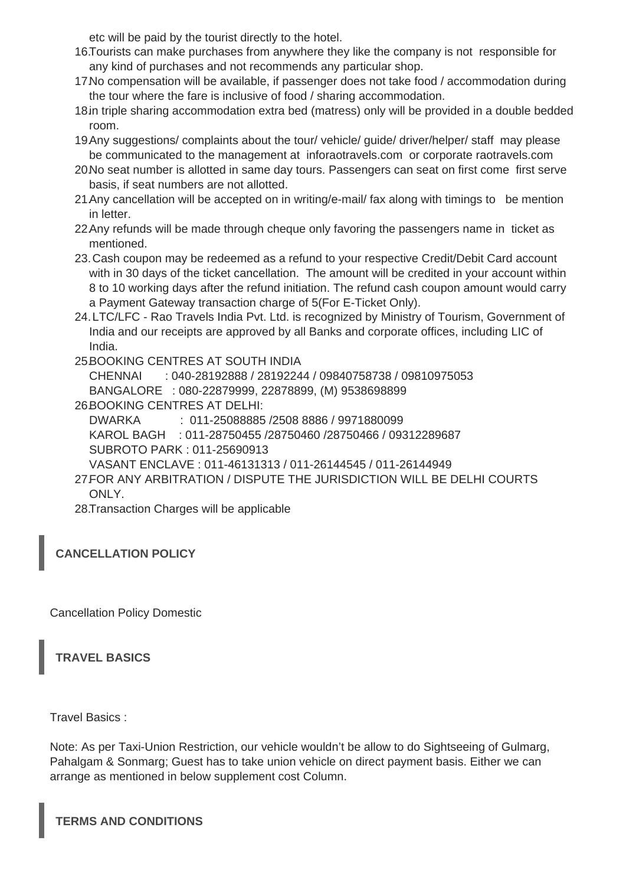etc will be paid by the tourist directly to the hotel.

16. Tourists can make purchases from anywhere they like the company is not responsible for any kind of purchases and not recommends any particular shop.
17. No compensation will be available, if passenger does not take food / accommodation during the tour where the fare is inclusive of food / sharing accommodation.
18. in triple sharing accommodation extra bed (matress) only will be provided in a double bedded room.
19. Any suggestions/ complaints about the tour/ vehicle/ guide/ driver/helper/ staff may please be communicated to the management at inforaotravels.com or corporate raotravels.com
20. No seat number is allotted in same day tours. Passengers can seat on first come first serve basis, if seat numbers are not allotted.
21. Any cancellation will be accepted on in writing/e-mail/ fax along with timings to be mention in letter.
22. Any refunds will be made through cheque only favoring the passengers name in ticket as mentioned.
23. Cash coupon may be redeemed as a refund to your respective Credit/Debit Card account with in 30 days of the ticket cancellation. The amount will be credited in your account within 8 to 10 working days after the refund initiation. The refund cash coupon amount would carry a Payment Gateway transaction charge of 5(For E-Ticket Only).
24. LTC/LFC - Rao Travels India Pvt. Ltd. is recognized by Ministry of Tourism, Government of India and our receipts are approved by all Banks and corporate offices, including LIC of India.
25. BOOKING CENTRES AT SOUTH INDIA
    CHENNAI : 040-28192888 / 28192244 / 09840758738 / 09810975053
    BANGALORE : 080-22879999, 22878899, (M) 9538698899
26. BOOKING CENTRES AT DELHI:
    DWARKA : 011-25088885 /2508 8886 / 9971880099
    KAROL BAGH : 011-28750455 /28750460 /28750466 / 09312289687
    SUBROTO PARK : 011-25690913
    VASANT ENCLAVE : 011-46131313 / 011-26144545 / 011-26144949
27. FOR ANY ARBITRATION / DISPUTE THE JURISDICTION WILL BE DELHI COURTS ONLY.
28. Transaction Charges will be applicable

## CANCELLATION POLICY

Cancellation Policy Domestic

## TRAVEL BASICS

Travel Basics :

Note: As per Taxi-Union Restriction, our vehicle wouldn't be allow to do Sightseeing of Gulmarg, Pahalgam & Sonmarg; Guest has to take union vehicle on direct payment basis. Either we can arrange as mentioned in below supplement cost Column.

## TERMS AND CONDITIONS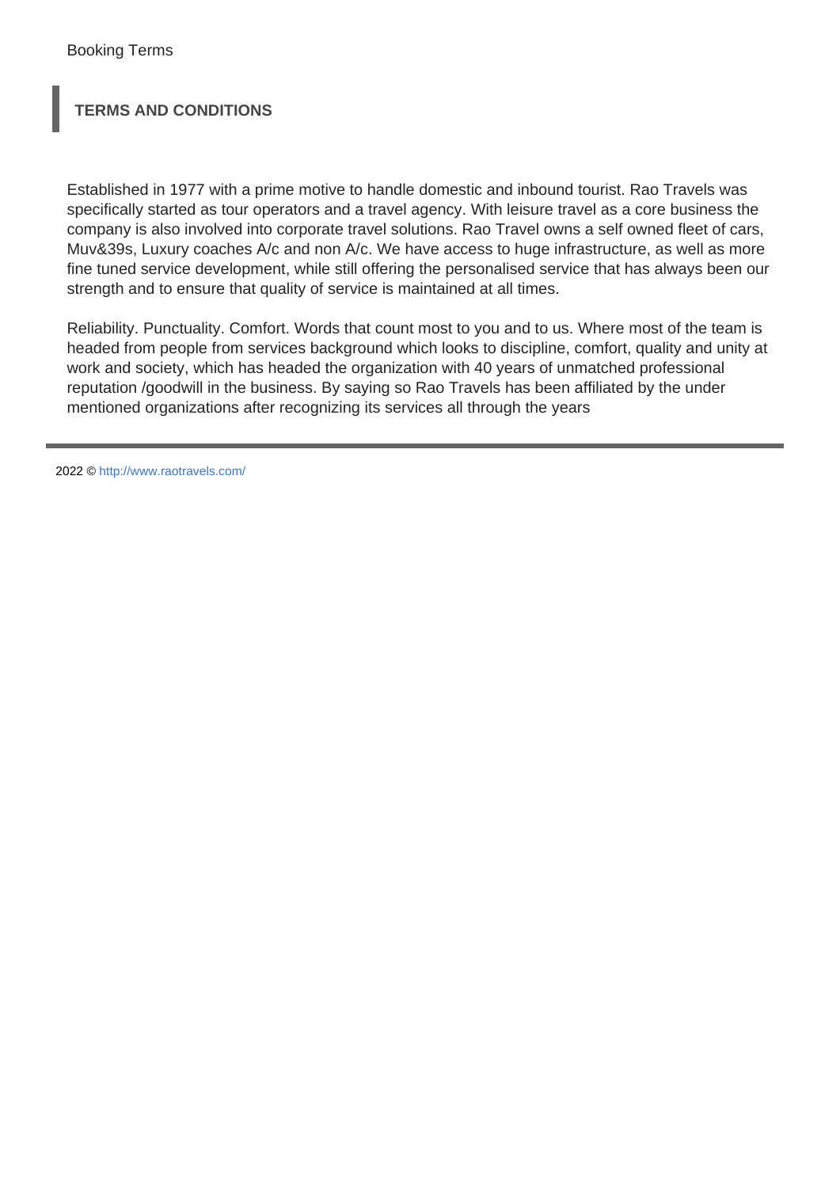Booking Terms

## TERMS AND CONDITIONS

Established in 1977 with a prime motive to handle domestic and inbound tourist. Rao Travels was specifically started as tour operators and a travel agency. With leisure travel as a core business the company is also involved into corporate travel solutions. Rao Travel owns a self owned fleet of cars, Muv&39s, Luxury coaches A/c and non A/c. We have access to huge infrastructure, as well as more fine tuned service development, while still offering the personalised service that has always been our strength and to ensure that quality of service is maintained at all times.

Reliability. Punctuality. Comfort. Words that count most to you and to us. Where most of the team is headed from people from services background which looks to discipline, comfort, quality and unity at work and society, which has headed the organization with 40 years of unmatched professional reputation /goodwill in the business. By saying so Rao Travels has been affiliated by the under mentioned organizations after recognizing its services all through the years

---

2022 © http://www.raotravels.com/